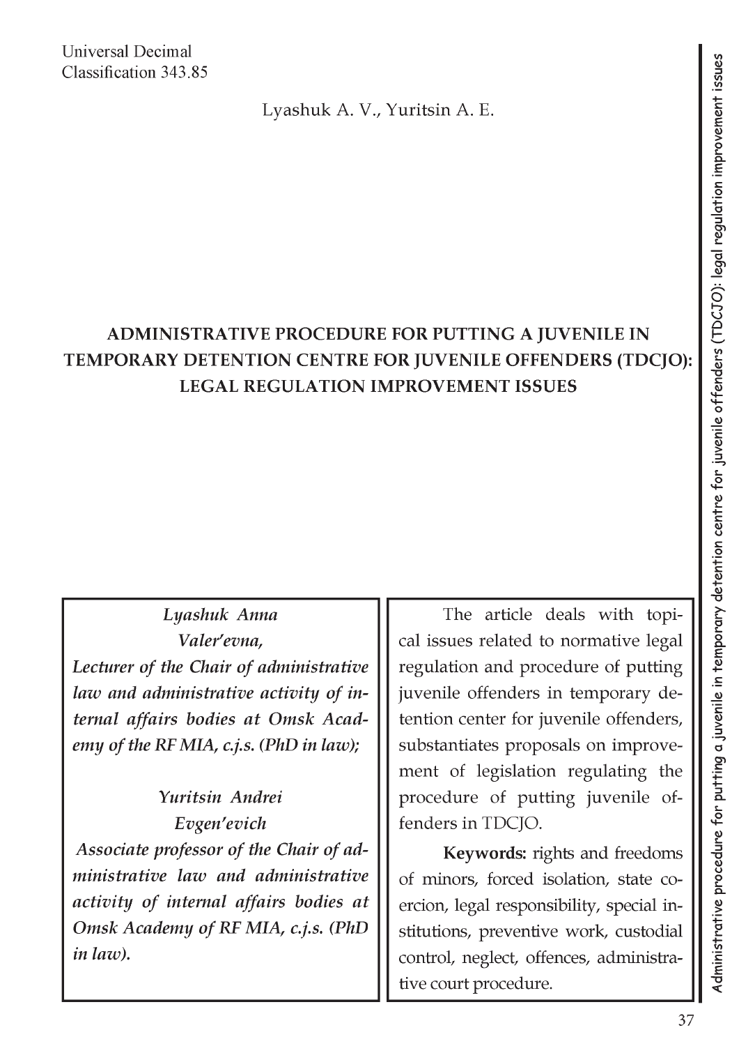Universal Decimal
Classification 343.85

Lyashuk A. V., Yuritsin A. E.

# ADMINISTRATIVE PROCEDURE FOR PUTTING A JUVENILE IN TEMPORARY DETENTION CENTRE FOR JUVENILE OFFENDERS (TDCJO): LEGAL REGULATION IMPROVEMENT ISSUES

***Lyashuk Anna Valer'evna,***
***Lecturer of the Chair of administrative law and administrative activity of internal affairs bodies at Omsk Academy of the RF MIA, c.j.s. (PhD in law);***

***Yuritsin Andrei Evgen'evich***
***Associate professor of the Chair of administrative law and administrative activity of internal affairs bodies at Omsk Academy of RF MIA, c.j.s. (PhD in law).***

The article deals with topical issues related to normative legal regulation and procedure of putting juvenile offenders in temporary detention center for juvenile offenders, substantiates proposals on improvement of legislation regulating the procedure of putting juvenile offenders in TDCJO.

**Keywords:** rights and freedoms of minors, forced isolation, state coercion, legal responsibility, special institutions, preventive work, custodial control, neglect, offences, administrative court procedure.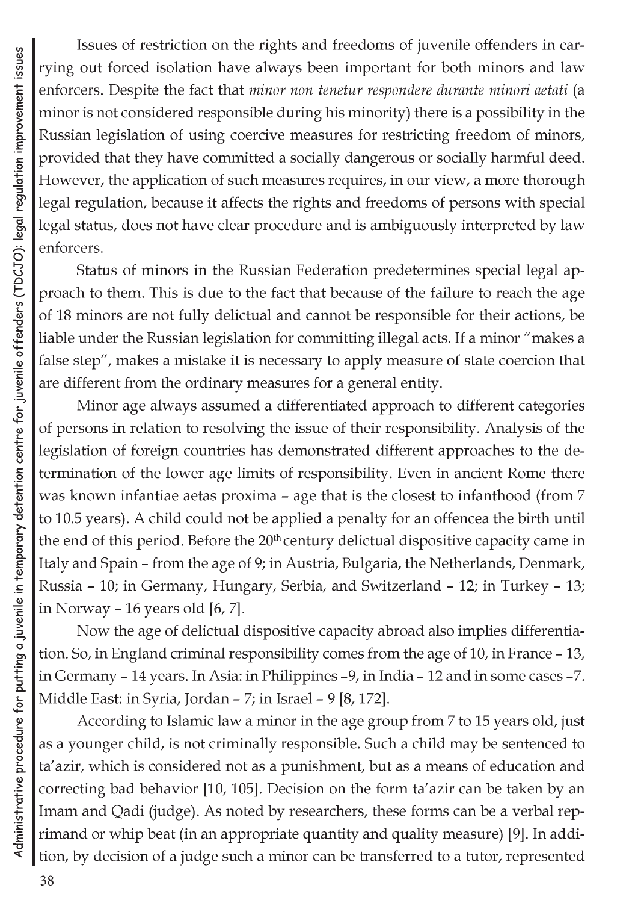Issues of restriction on the rights and freedoms of juvenile offenders in carrying out forced isolation have always been important for both minors and law enforcers. Despite the fact that *minor non tenetur respondere durante minori aetati* (a minor is not considered responsible during his minority) there is a possibility in the Russian legislation of using coercive measures for restricting freedom of minors, provided that they have committed a socially dangerous or socially harmful deed. However, the application of such measures requires, in our view, a more thorough legal regulation, because it affects the rights and freedoms of persons with special legal status, does not have clear procedure and is ambiguously interpreted by law enforcers.

Status of minors in the Russian Federation predetermines special legal approach to them. This is due to the fact that because of the failure to reach the age of 18 minors are not fully delictual and cannot be responsible for their actions, be liable under the Russian legislation for committing illegal acts. If a minor "makes a false step", makes a mistake it is necessary to apply measure of state coercion that are different from the ordinary measures for a general entity.

Minor age always assumed a differentiated approach to different categories of persons in relation to resolving the issue of their responsibility. Analysis of the legislation of foreign countries has demonstrated different approaches to the determination of the lower age limits of responsibility. Even in ancient Rome there was known infantiae aetas proxima – age that is the closest to infanthood (from 7 to 10.5 years). A child could not be applied a penalty for an offencea the birth until the end of this period. Before the 20th century delictual dispositive capacity came in Italy and Spain – from the age of 9; in Austria, Bulgaria, the Netherlands, Denmark, Russia – 10; in Germany, Hungary, Serbia, and Switzerland – 12; in Turkey – 13; in Norway – 16 years old [6, 7].

Now the age of delictual dispositive capacity abroad also implies differentiation. So, in England criminal responsibility comes from the age of 10, in France – 13, in Germany – 14 years. In Asia: in Philippines –9, in India – 12 and in some cases –7. Middle East: in Syria, Jordan – 7; in Israel – 9 [8, 172].

According to Islamic law a minor in the age group from 7 to 15 years old, just as a younger child, is not criminally responsible. Such a child may be sentenced to ta'azir, which is considered not as a punishment, but as a means of education and correcting bad behavior [10, 105]. Decision on the form ta'azir can be taken by an Imam and Qadi (judge). As noted by researchers, these forms can be a verbal reprimand or whip beat (in an appropriate quantity and quality measure) [9]. In addition, by decision of a judge such a minor can be transferred to a tutor, represented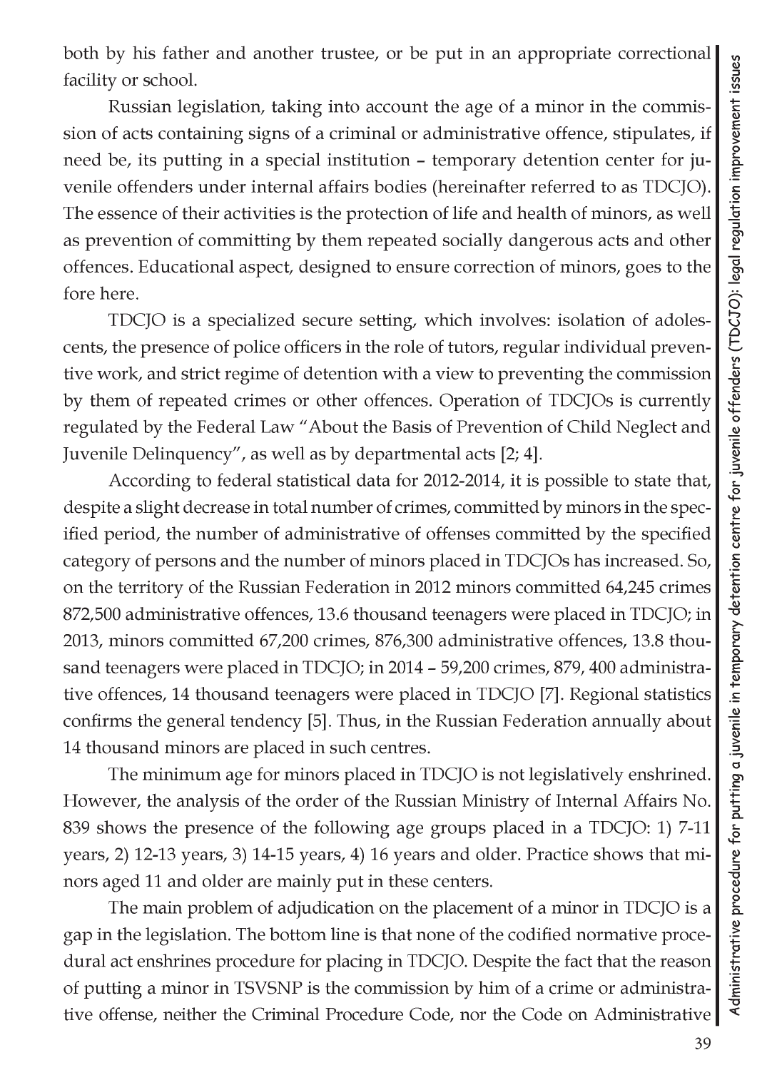both by his father and another trustee, or be put in an appropriate correctional facility or school.

Russian legislation, taking into account the age of a minor in the commission of acts containing signs of a criminal or administrative offence, stipulates, if need be, its putting in a special institution – temporary detention center for juvenile offenders under internal affairs bodies (hereinafter referred to as TDCJO). The essence of their activities is the protection of life and health of minors, as well as prevention of committing by them repeated socially dangerous acts and other offences. Educational aspect, designed to ensure correction of minors, goes to the fore here.

TDCJO is a specialized secure setting, which involves: isolation of adolescents, the presence of police officers in the role of tutors, regular individual preventive work, and strict regime of detention with a view to preventing the commission by them of repeated crimes or other offences. Operation of TDCJOs is currently regulated by the Federal Law "About the Basis of Prevention of Child Neglect and Juvenile Delinquency", as well as by departmental acts [2; 4].

According to federal statistical data for 2012-2014, it is possible to state that, despite a slight decrease in total number of crimes, committed by minors in the specified period, the number of administrative of offenses committed by the specified category of persons and the number of minors placed in TDCJOs has increased. So, on the territory of the Russian Federation in 2012 minors committed 64,245 crimes 872,500 administrative offences, 13.6 thousand teenagers were placed in TDCJO; in 2013, minors committed 67,200 crimes, 876,300 administrative offences, 13.8 thousand teenagers were placed in TDCJO; in 2014 – 59,200 crimes, 879, 400 administrative offences, 14 thousand teenagers were placed in TDCJO [7]. Regional statistics confirms the general tendency [5]. Thus, in the Russian Federation annually about 14 thousand minors are placed in such centres.

The minimum age for minors placed in TDCJO is not legislatively enshrined. However, the analysis of the order of the Russian Ministry of Internal Affairs No. 839 shows the presence of the following age groups placed in a TDCJO: 1) 7-11 years, 2) 12-13 years, 3) 14-15 years, 4) 16 years and older. Practice shows that minors aged 11 and older are mainly put in these centers.

The main problem of adjudication on the placement of a minor in TDCJO is a gap in the legislation. The bottom line is that none of the codified normative procedural act enshrines procedure for placing in TDCJO. Despite the fact that the reason of putting a minor in TSVSNP is the commission by him of a crime or administrative offense, neither the Criminal Procedure Code, nor the Code on Administrative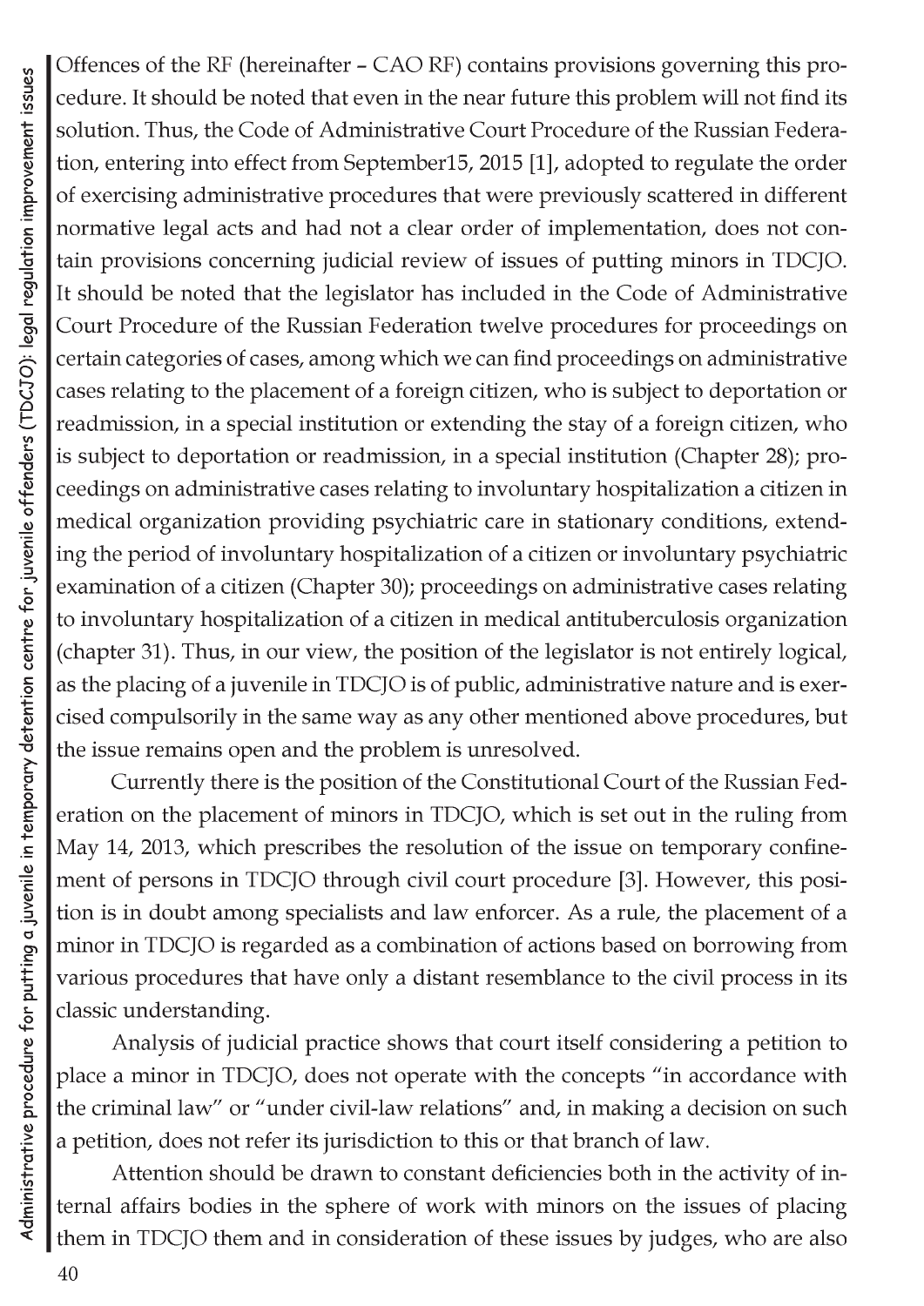Offences of the RF (hereinafter – CAO RF) contains provisions governing this procedure. It should be noted that even in the near future this problem will not find its solution. Thus, the Code of Administrative Court Procedure of the Russian Federation, entering into effect from September15, 2015 [1], adopted to regulate the order of exercising administrative procedures that were previously scattered in different normative legal acts and had not a clear order of implementation, does not contain provisions concerning judicial review of issues of putting minors in TDCJO. It should be noted that the legislator has included in the Code of Administrative Court Procedure of the Russian Federation twelve procedures for proceedings on certain categories of cases, among which we can find proceedings on administrative cases relating to the placement of a foreign citizen, who is subject to deportation or readmission, in a special institution or extending the stay of a foreign citizen, who is subject to deportation or readmission, in a special institution (Chapter 28); proceedings on administrative cases relating to involuntary hospitalization a citizen in medical organization providing psychiatric care in stationary conditions, extending the period of involuntary hospitalization of a citizen or involuntary psychiatric examination of a citizen (Chapter 30); proceedings on administrative cases relating to involuntary hospitalization of a citizen in medical antituberculosis organization (chapter 31). Thus, in our view, the position of the legislator is not entirely logical, as the placing of a juvenile in TDCJO is of public, administrative nature and is exercised compulsorily in the same way as any other mentioned above procedures, but the issue remains open and the problem is unresolved.

Currently there is the position of the Constitutional Court of the Russian Federation on the placement of minors in TDCJO, which is set out in the ruling from May 14, 2013, which prescribes the resolution of the issue on temporary confinement of persons in TDCJO through civil court procedure [3]. However, this position is in doubt among specialists and law enforcer. As a rule, the placement of a minor in TDCJO is regarded as a combination of actions based on borrowing from various procedures that have only a distant resemblance to the civil process in its classic understanding.

Analysis of judicial practice shows that court itself considering a petition to place a minor in TDCJO, does not operate with the concepts "in accordance with the criminal law" or "under civil-law relations" and, in making a decision on such a petition, does not refer its jurisdiction to this or that branch of law.

Attention should be drawn to constant deficiencies both in the activity of internal affairs bodies in the sphere of work with minors on the issues of placing them in TDCJO them and in consideration of these issues by judges, who are also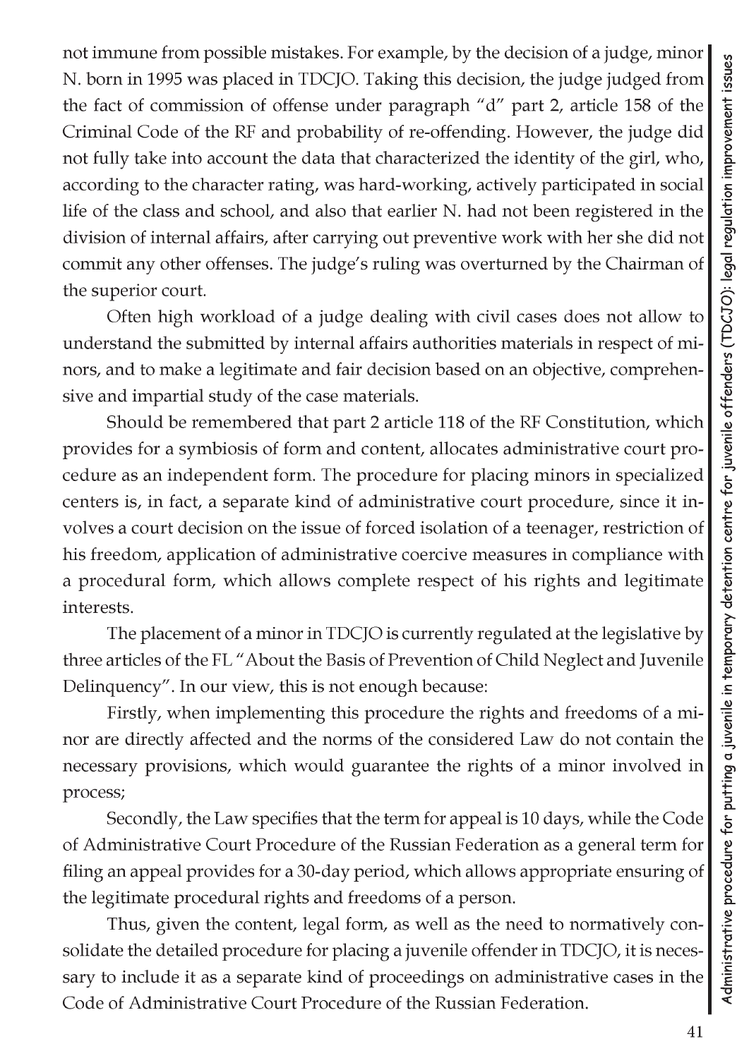not immune from possible mistakes. For example, by the decision of a judge, minor N. born in 1995 was placed in TDCJO. Taking this decision, the judge judged from the fact of commission of offense under paragraph "d" part 2, article 158 of the Criminal Code of the RF and probability of re-offending. However, the judge did not fully take into account the data that characterized the identity of the girl, who, according to the character rating, was hard-working, actively participated in social life of the class and school, and also that earlier N. had not been registered in the division of internal affairs, after carrying out preventive work with her she did not commit any other offenses. The judge's ruling was overturned by the Chairman of the superior court.

Often high workload of a judge dealing with civil cases does not allow to understand the submitted by internal affairs authorities materials in respect of minors, and to make a legitimate and fair decision based on an objective, comprehensive and impartial study of the case materials.

Should be remembered that part 2 article 118 of the RF Constitution, which provides for a symbiosis of form and content, allocates administrative court procedure as an independent form. The procedure for placing minors in specialized centers is, in fact, a separate kind of administrative court procedure, since it involves a court decision on the issue of forced isolation of a teenager, restriction of his freedom, application of administrative coercive measures in compliance with a procedural form, which allows complete respect of his rights and legitimate interests.

The placement of a minor in TDCJO is currently regulated at the legislative by three articles of the FL "About the Basis of Prevention of Child Neglect and Juvenile Delinquency". In our view, this is not enough because:

Firstly, when implementing this procedure the rights and freedoms of a minor are directly affected and the norms of the considered Law do not contain the necessary provisions, which would guarantee the rights of a minor involved in process;

Secondly, the Law specifies that the term for appeal is 10 days, while the Code of Administrative Court Procedure of the Russian Federation as a general term for filing an appeal provides for a 30-day period, which allows appropriate ensuring of the legitimate procedural rights and freedoms of a person.

Thus, given the content, legal form, as well as the need to normatively consolidate the detailed procedure for placing a juvenile offender in TDCJO, it is necessary to include it as a separate kind of proceedings on administrative cases in the Code of Administrative Court Procedure of the Russian Federation.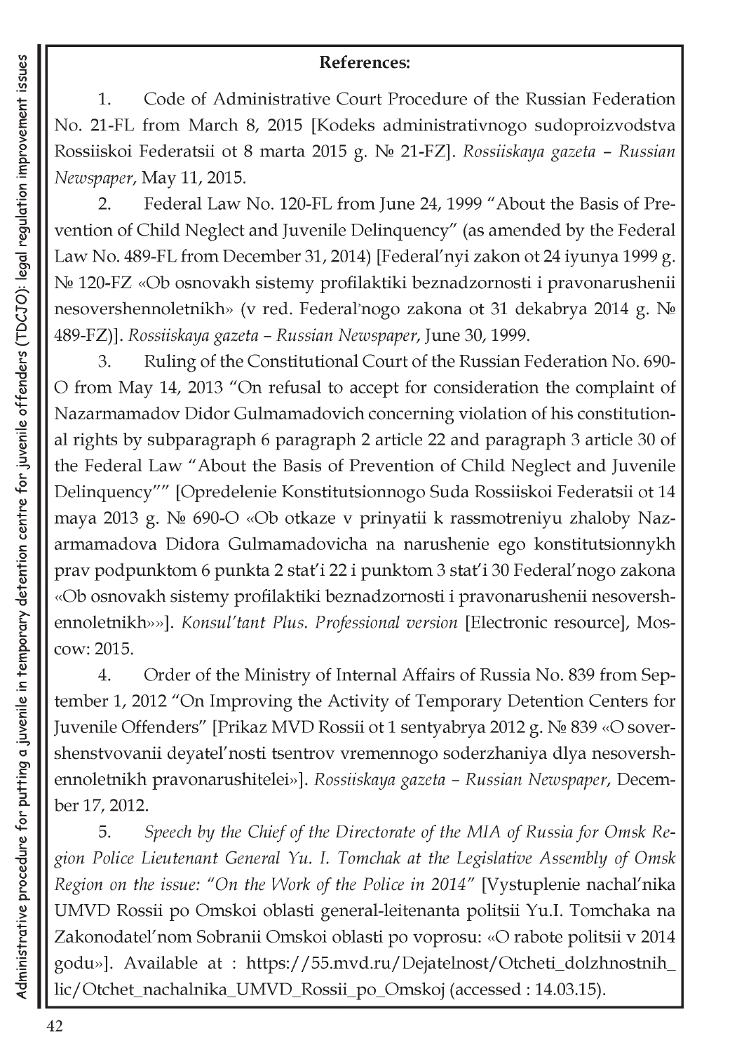**References:**

1. Code of Administrative Court Procedure of the Russian Federation No. 21-FL from March 8, 2015 [Kodeks administrativnogo sudoproizvodstva Rossiiskoi Federatsii ot 8 marta 2015 g. № 21-FZ]. *Rossiiskaya gazeta – Russian Newspaper*, May 11, 2015.

2. Federal Law No. 120-FL from June 24, 1999 "About the Basis of Prevention of Child Neglect and Juvenile Delinquency" (as amended by the Federal Law No. 489-FL from December 31, 2014) [Federal'nyi zakon ot 24 iyunya 1999 g. № 120-FZ «Ob osnovakh sistemy profilaktiki beznadzornosti i pravonarushenii nesovershennoletnikh» (v red. Federal'nogo zakona ot 31 dekabrya 2014 g. № 489-FZ)]. *Rossiiskaya gazeta – Russian Newspaper*, June 30, 1999.

3. Ruling of the Constitutional Court of the Russian Federation No. 690-O from May 14, 2013 "On refusal to accept for consideration the complaint of Nazarmamadov Didor Gulmamadovich concerning violation of his constitutional rights by subparagraph 6 paragraph 2 article 22 and paragraph 3 article 30 of the Federal Law "About the Basis of Prevention of Child Neglect and Juvenile Delinquency"" [Opredelenie Konstitutsionnogo Suda Rossiiskoi Federatsii ot 14 maya 2013 g. № 690-O «Ob otkaze v prinyatii k rassmotreniyu zhaloby Nazarmamadova Didora Gulmamadovicha na narushenie ego konstitutsionnykh prav podpunktom 6 punkta 2 stat'i 22 i punktom 3 stat'i 30 Federal'nogo zakona «Ob osnovakh sistemy profilaktiki beznadzornosti i pravonarushenii nesovershennoletnikh»»]. *Konsul'tant Plus. Professional version* [Electronic resource], Moscow: 2015.

4. Order of the Ministry of Internal Affairs of Russia No. 839 from September 1, 2012 "On Improving the Activity of Temporary Detention Centers for Juvenile Offenders" [Prikaz MVD Rossii ot 1 sentyabrya 2012 g. № 839 «O sovershenstvovanii deyatel'nosti tsentrov vremennogo soderzhaniya dlya nesovershennoletnikh pravonarushitelei»]. *Rossiiskaya gazeta – Russian Newspaper*, December 17, 2012.

5. *Speech by the Chief of the Directorate of the MIA of Russia for Omsk Region Police Lieutenant General Yu. I. Tomchak at the Legislative Assembly of Omsk Region on the issue: "On the Work of the Police in 2014"* [Vystuplenie nachal'nika UMVD Rossii po Omskoi oblasti general-leitenanta politsii Yu.I. Tomchaka na Zakonodatel'nom Sobranii Omskoi oblasti po voprosu: «O rabote politsii v 2014 godu»]. Available at : https://55.mvd.ru/Dejatelnost/Otcheti_dolzhnostnih_lic/Otchet_nachalnika_UMVD_Rossii_po_Omskoj (accessed : 14.03.15).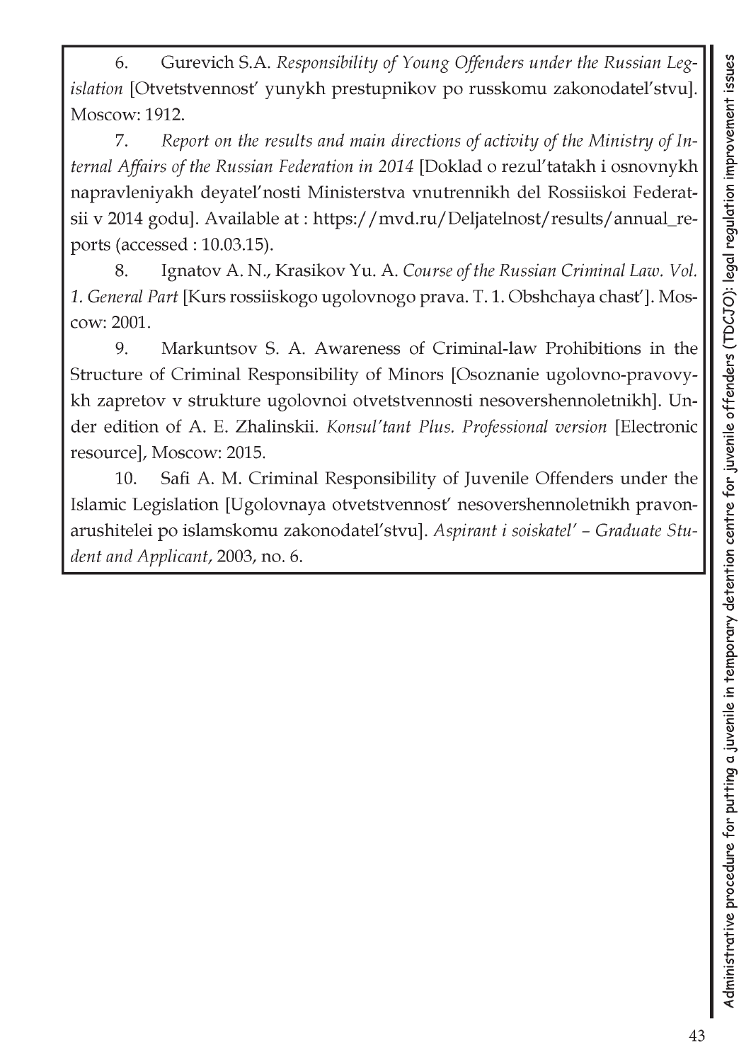6. Gurevich S.A. *Responsibility of Young Offenders under the Russian Legislation* [Otvetstvennost' yunykh prestupnikov po russkomu zakonodatel'stvu]. Moscow: 1912.

7. *Report on the results and main directions of activity of the Ministry of Internal Affairs of the Russian Federation in 2014* [Doklad o rezul'tatakh i osnovnykh napravleniyakh deyatel'nosti Ministerstva vnutrennikh del Rossiiskoi Federatsii v 2014 godu]. Available at : https://mvd.ru/Deljatelnost/results/annual_reports (accessed : 10.03.15).

8. Ignatov A. N., Krasikov Yu. A. *Course of the Russian Criminal Law. Vol. 1. General Part* [Kurs rossiiskogo ugolovnogo prava. T. 1. Obshchaya chast']. Moscow: 2001.

9. Markuntsov S. A. Awareness of Criminal-law Prohibitions in the Structure of Criminal Responsibility of Minors [Osoznanie ugolovno-pravovykh zapretov v strukture ugolovnoi otvetstvennosti nesovershennoletnikh]. Under edition of A. E. Zhalinskii. *Konsul'tant Plus. Professional version* [Electronic resource], Moscow: 2015.

10. Safi A. M. Criminal Responsibility of Juvenile Offenders under the Islamic Legislation [Ugolovnaya otvetstvennost' nesovershennoletnikh pravonarushitelei po islamskomu zakonodatel'stvu]. *Aspirant i soiskatel' – Graduate Student and Applicant*, 2003, no. 6.